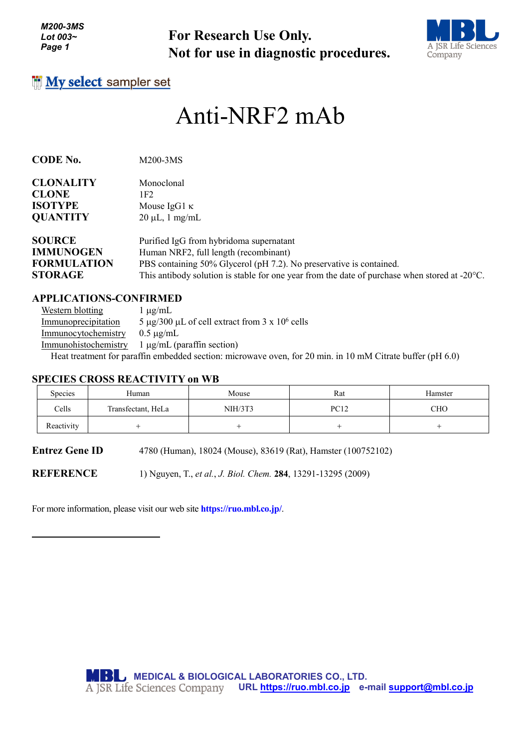M200-3MS
Lot 003~

**For Research Use Only.**
**Not for use in diagnostic procedures.**

My select sampler set

# Anti-NRF2 mAb

**CODE No.** M200-3MS

**CLONALITY** Monoclonal
**CLONE** 1F2
**ISOTYPE** Mouse IgG1 κ
**QUANTITY** 20 µL, 1 mg/mL

**SOURCE** Purified IgG from hybridoma supernatant
**IMMUNOGEN** Human NRF2, full length (recombinant)
**FORMULATION** PBS containing 50% Glycerol (pH 7.2). No preservative is contained.
**STORAGE** This antibody solution is stable for one year from the date of purchase when stored at -20°C.

## APPLICATIONS-CONFIRMED

Western blotting 1 µg/mL
Immunoprecipitation 5 µg/300 µL of cell extract from 3 x $10^6$ cells
Immunocytochemistry 0.5 µg/mL
Immunohistochemistry 1 µg/mL (paraffin section)
Heat treatment for paraffin embedded section: microwave oven, for 20 min. in 10 mM Citrate buffer (pH 6.0)

## SPECIES CROSS REACTIVITY on WB

| Species | Human | Mouse | Rat | Hamster |
|---|---|---|---|---|
| Cells | Transfectant, HeLa | NIH/3T3 | PC12 | CHO |
| Reactivity | + | + | + | + |

**Entrez Gene ID** 4780 (Human), 18024 (Mouse), 83619 (Rat), Hamster (100752102)

**REFERENCE** 1) Nguyen, T., *et al.*, *J. Biol. Chem.* **284**, 13291-13295 (2009)

For more information, please visit our web site **https://ruo.mbl.co.jp/**.

MEDICAL & BIOLOGICAL LABORATORIES CO., LTD.
A JSR Life Sciences Company URL https://ruo.mbl.co.jp e-mail support@mbl.co.jp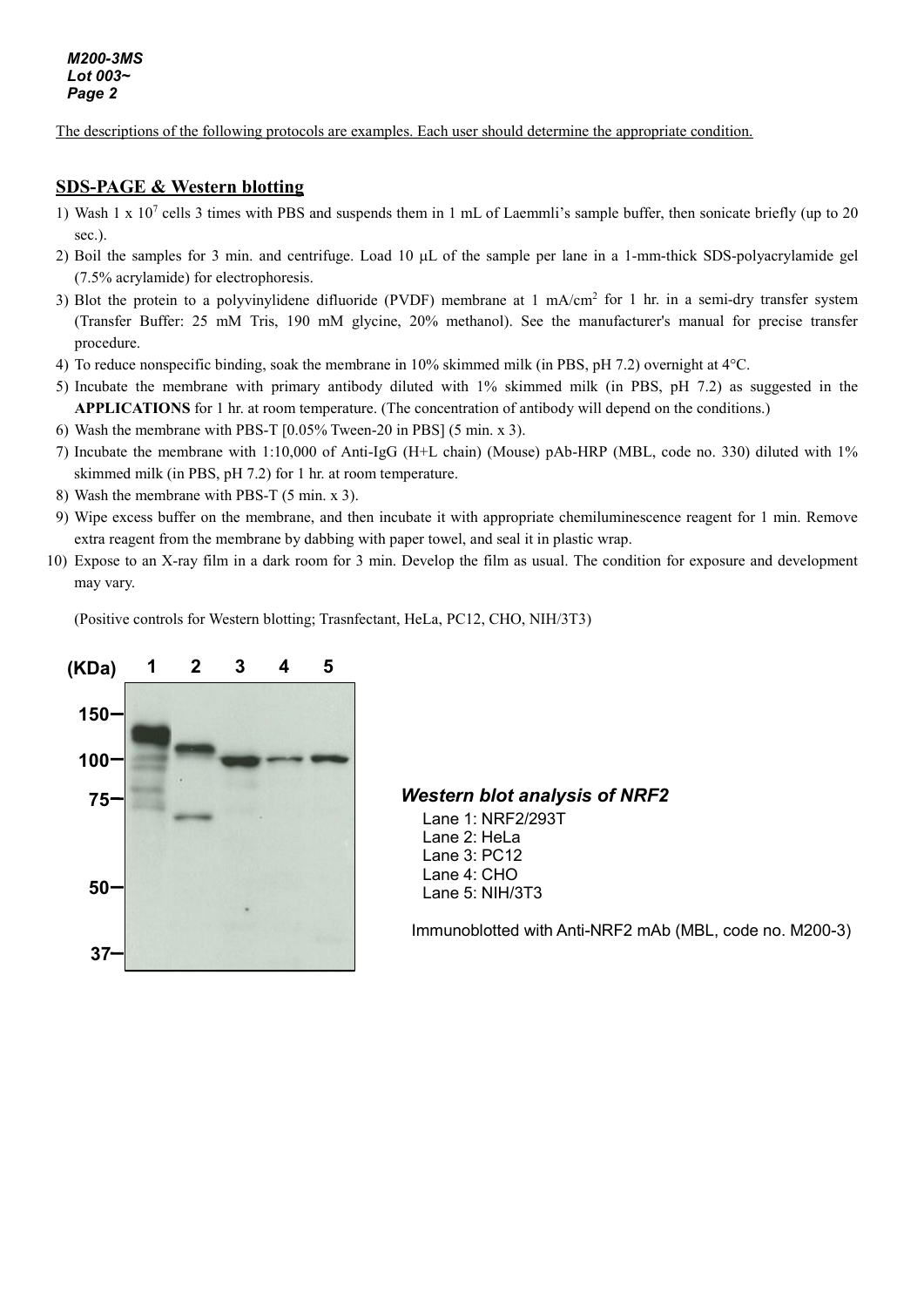The descriptions of the following protocols are examples. Each user should determine the appropriate condition.

## SDS-PAGE & Western blotting

1) Wash 1 x $10^7$ cells 3 times with PBS and suspends them in 1 mL of Laemmli's sample buffer, then sonicate briefly (up to 20 sec.).
2) Boil the samples for 3 min. and centrifuge. Load 10 μL of the sample per lane in a 1-mm-thick SDS-polyacrylamide gel (7.5% acrylamide) for electrophoresis.
3) Blot the protein to a polyvinylidene difluoride (PVDF) membrane at 1 mA/$cm^2$ for 1 hr. in a semi-dry transfer system (Transfer Buffer: 25 mM Tris, 190 mM glycine, 20% methanol). See the manufacturer's manual for precise transfer procedure.
4) To reduce nonspecific binding, soak the membrane in 10% skimmed milk (in PBS, pH 7.2) overnight at 4°C.
5) Incubate the membrane with primary antibody diluted with 1% skimmed milk (in PBS, pH 7.2) as suggested in the **APPLICATIONS** for 1 hr. at room temperature. (The concentration of antibody will depend on the conditions.)
6) Wash the membrane with PBS-T [0.05% Tween-20 in PBS] (5 min. x 3).
7) Incubate the membrane with 1:10,000 of Anti-IgG (H+L chain) (Mouse) pAb-HRP (MBL, code no. 330) diluted with 1% skimmed milk (in PBS, pH 7.2) for 1 hr. at room temperature.
8) Wash the membrane with PBS-T (5 min. x 3).
9) Wipe excess buffer on the membrane, and then incubate it with appropriate chemiluminescence reagent for 1 min. Remove extra reagent from the membrane by dabbing with paper towel, and seal it in plastic wrap.
10) Expose to an X-ray film in a dark room for 3 min. Develop the film as usual. The condition for exposure and development may vary.

(Positive controls for Western blotting; Trasnfectant, HeLa, PC12, CHO, NIH/3T3)

***Western blot analysis of NRF2***

Lane 1: NRF2/293T
Lane 2: HeLa
Lane 3: PC12
Lane 4: CHO
Lane 5: NIH/3T3

Immunoblotted with Anti-NRF2 mAb (MBL, code no. M200-3)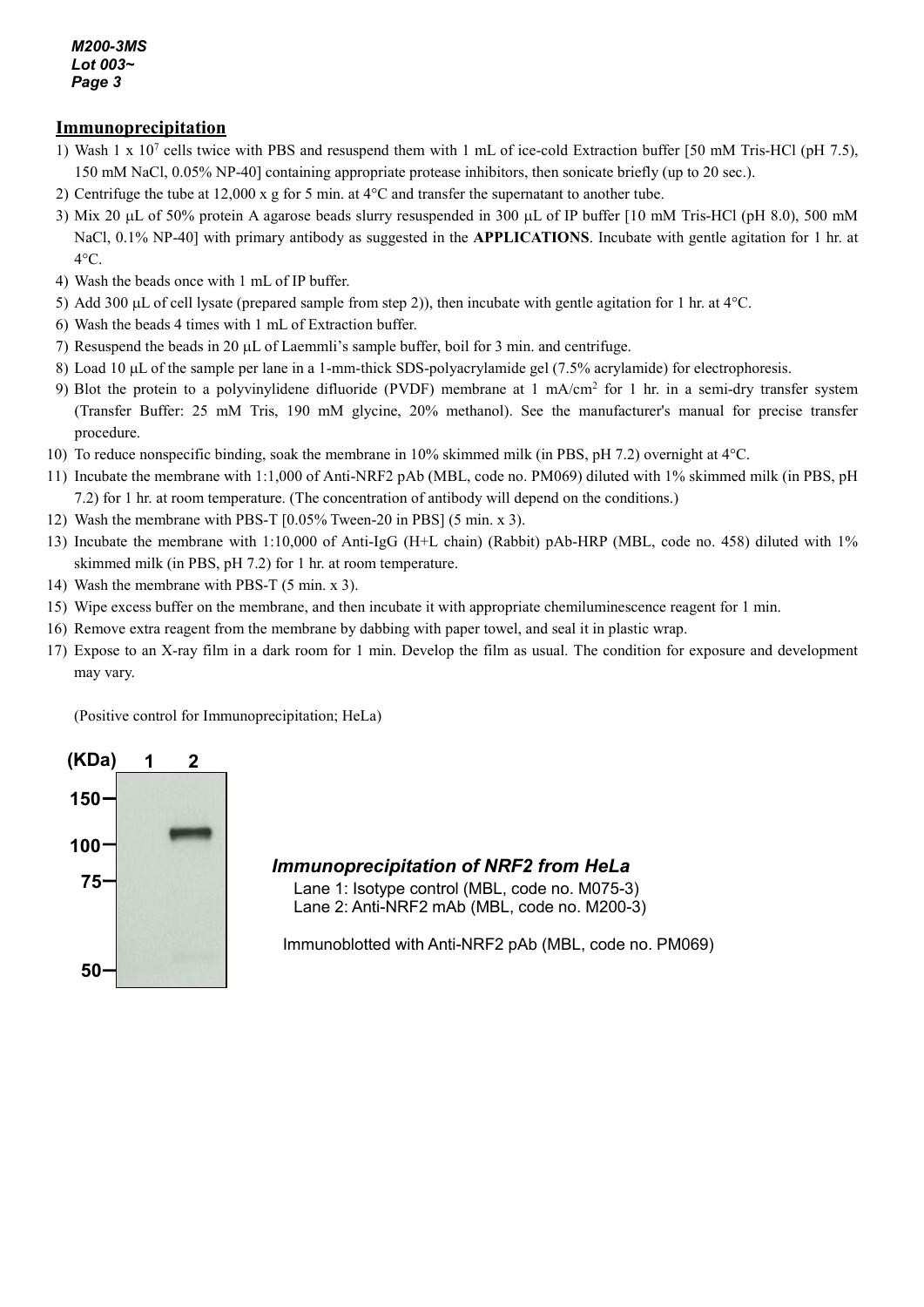## Immunoprecipitation

1) Wash 1 x $10^7$ cells twice with PBS and resuspend them with 1 mL of ice-cold Extraction buffer [50 mM Tris-HCl (pH 7.5), 150 mM NaCl, 0.05% NP-40] containing appropriate protease inhibitors, then sonicate briefly (up to 20 sec.).
2) Centrifuge the tube at 12,000 x g for 5 min. at 4°C and transfer the supernatant to another tube.
3) Mix 20 μL of 50% protein A agarose beads slurry resuspended in 300 μL of IP buffer [10 mM Tris-HCl (pH 8.0), 500 mM NaCl, 0.1% NP-40] with primary antibody as suggested in the **APPLICATIONS**. Incubate with gentle agitation for 1 hr. at 4°C.
4) Wash the beads once with 1 mL of IP buffer.
5) Add 300 μL of cell lysate (prepared sample from step 2)), then incubate with gentle agitation for 1 hr. at 4°C.
6) Wash the beads 4 times with 1 mL of Extraction buffer.
7) Resuspend the beads in 20 μL of Laemmli's sample buffer, boil for 3 min. and centrifuge.
8) Load 10 μL of the sample per lane in a 1-mm-thick SDS-polyacrylamide gel (7.5% acrylamide) for electrophoresis.
9) Blot the protein to a polyvinylidene difluoride (PVDF) membrane at 1 mA/$cm^2$ for 1 hr. in a semi-dry transfer system (Transfer Buffer: 25 mM Tris, 190 mM glycine, 20% methanol). See the manufacturer's manual for precise transfer procedure.
10) To reduce nonspecific binding, soak the membrane in 10% skimmed milk (in PBS, pH 7.2) overnight at 4°C.
11) Incubate the membrane with 1:1,000 of Anti-NRF2 pAb (MBL, code no. PM069) diluted with 1% skimmed milk (in PBS, pH 7.2) for 1 hr. at room temperature. (The concentration of antibody will depend on the conditions.)
12) Wash the membrane with PBS-T [0.05% Tween-20 in PBS] (5 min. x 3).
13) Incubate the membrane with 1:10,000 of Anti-IgG (H+L chain) (Rabbit) pAb-HRP (MBL, code no. 458) diluted with 1% skimmed milk (in PBS, pH 7.2) for 1 hr. at room temperature.
14) Wash the membrane with PBS-T (5 min. x 3).
15) Wipe excess buffer on the membrane, and then incubate it with appropriate chemiluminescence reagent for 1 min.
16) Remove extra reagent from the membrane by dabbing with paper towel, and seal it in plastic wrap.
17) Expose to an X-ray film in a dark room for 1 min. Develop the film as usual. The condition for exposure and development may vary.

(Positive control for Immunoprecipitation; HeLa)

***Immunoprecipitation of NRF2 from HeLa***

Lane 1: Isotype control (MBL, code no. M075-3)
Lane 2: Anti-NRF2 mAb (MBL, code no. M200-3)

Immunoblotted with Anti-NRF2 pAb (MBL, code no. PM069)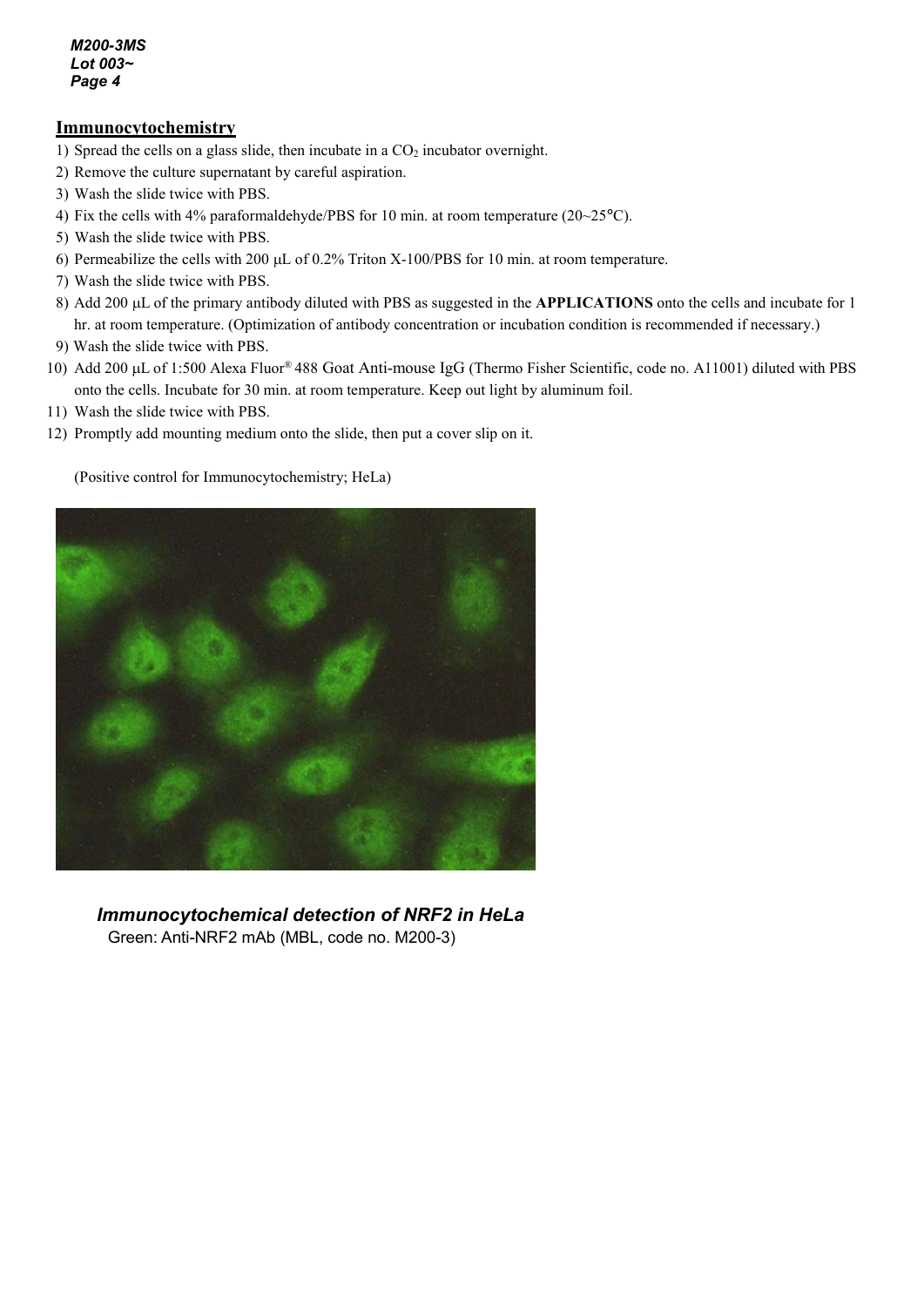## Immunocytochemistry

1) Spread the cells on a glass slide, then incubate in a $CO_2$ incubator overnight.
2) Remove the culture supernatant by careful aspiration.
3) Wash the slide twice with PBS.
4) Fix the cells with 4% paraformaldehyde/PBS for 10 min. at room temperature (20~25°C).
5) Wash the slide twice with PBS.
6) Permeabilize the cells with 200 µL of 0.2% Triton X-100/PBS for 10 min. at room temperature.
7) Wash the slide twice with PBS.
8) Add 200 µL of the primary antibody diluted with PBS as suggested in the **APPLICATIONS** onto the cells and incubate for 1 hr. at room temperature. (Optimization of antibody concentration or incubation condition is recommended if necessary.)
9) Wash the slide twice with PBS.
10) Add 200 µL of 1:500 Alexa Fluor® 488 Goat Anti-mouse IgG (Thermo Fisher Scientific, code no. A11001) diluted with PBS onto the cells. Incubate for 30 min. at room temperature. Keep out light by aluminum foil.
11) Wash the slide twice with PBS.
12) Promptly add mounting medium onto the slide, then put a cover slip on it.

(Positive control for Immunocytochemistry; HeLa)

***Immunocytochemical detection of NRF2 in HeLa***

Green: Anti-NRF2 mAb (MBL, code no. M200-3)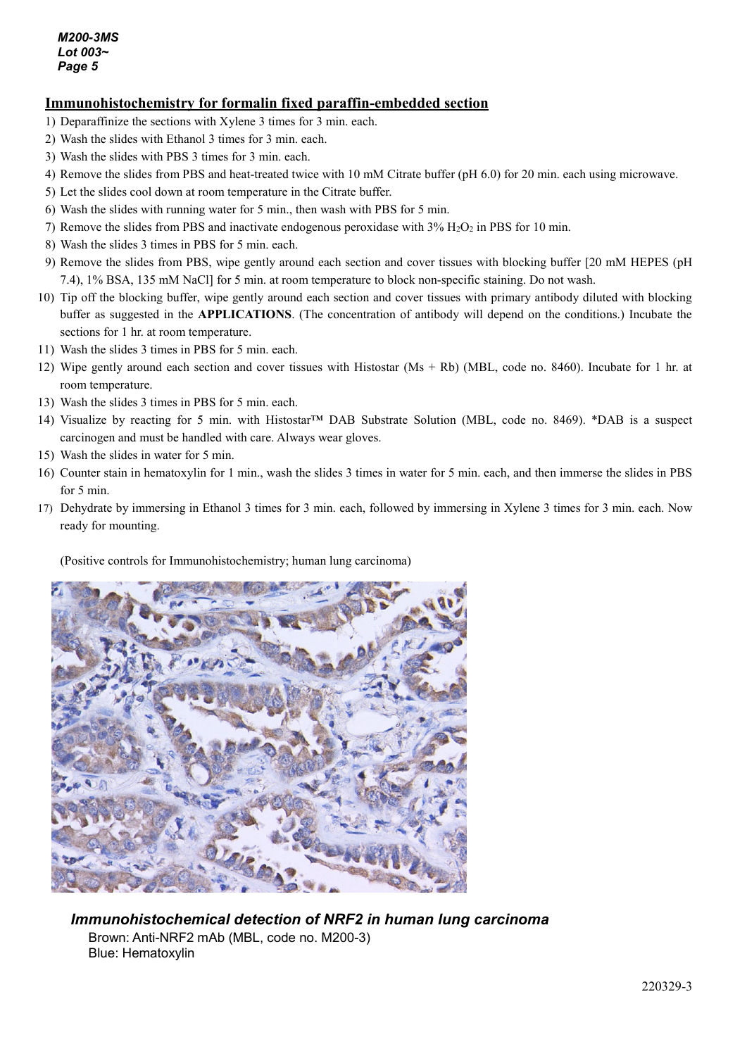## Immunohistochemistry for formalin fixed paraffin-embedded section

1) Deparaffinize the sections with Xylene 3 times for 3 min. each.
2) Wash the slides with Ethanol 3 times for 3 min. each.
3) Wash the slides with PBS 3 times for 3 min. each.
4) Remove the slides from PBS and heat-treated twice with 10 mM Citrate buffer (pH 6.0) for 20 min. each using microwave.
5) Let the slides cool down at room temperature in the Citrate buffer.
6) Wash the slides with running water for 5 min., then wash with PBS for 5 min.
7) Remove the slides from PBS and inactivate endogenous peroxidase with 3% $H_2O_2$ in PBS for 10 min.
8) Wash the slides 3 times in PBS for 5 min. each.
9) Remove the slides from PBS, wipe gently around each section and cover tissues with blocking buffer [20 mM HEPES (pH 7.4), 1% BSA, 135 mM NaCl] for 5 min. at room temperature to block non-specific staining. Do not wash.
10) Tip off the blocking buffer, wipe gently around each section and cover tissues with primary antibody diluted with blocking buffer as suggested in the **APPLICATIONS**. (The concentration of antibody will depend on the conditions.) Incubate the sections for 1 hr. at room temperature.
11) Wash the slides 3 times in PBS for 5 min. each.
12) Wipe gently around each section and cover tissues with Histostar (Ms + Rb) (MBL, code no. 8460). Incubate for 1 hr. at room temperature.
13) Wash the slides 3 times in PBS for 5 min. each.
14) Visualize by reacting for 5 min. with Histostar™ DAB Substrate Solution (MBL, code no. 8469). *DAB is a suspect carcinogen and must be handled with care. Always wear gloves.
15) Wash the slides in water for 5 min.
16) Counter stain in hematoxylin for 1 min., wash the slides 3 times in water for 5 min. each, and then immerse the slides in PBS for 5 min.
17) Dehydrate by immersing in Ethanol 3 times for 3 min. each, followed by immersing in Xylene 3 times for 3 min. each. Now ready for mounting.

(Positive controls for Immunohistochemistry; human lung carcinoma)

***Immunohistochemical detection of NRF2 in human lung carcinoma***

Brown: Anti-NRF2 mAb (MBL, code no. M200-3)
Blue: Hematoxylin

220329-3